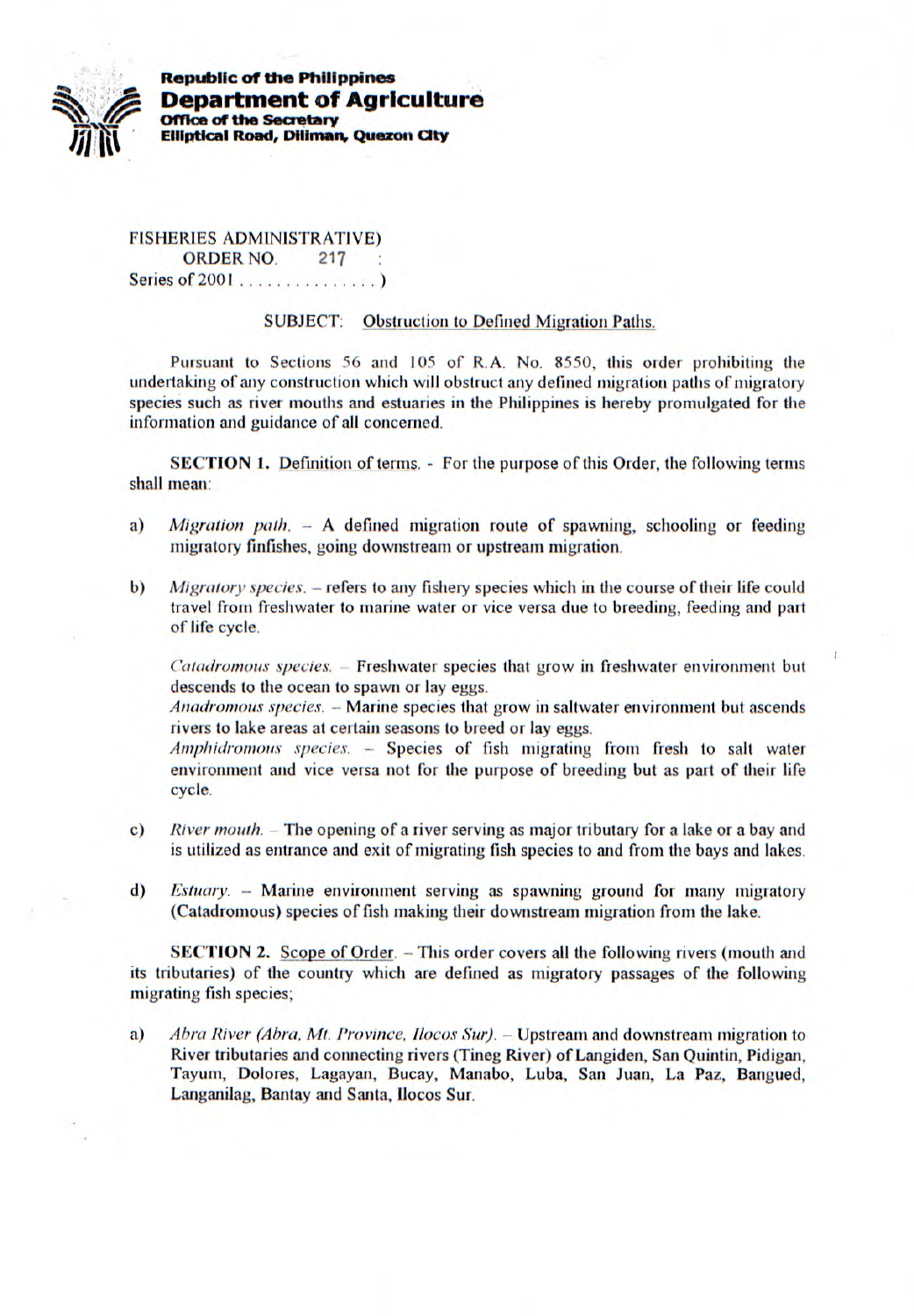**Republic of the Philippines**
**Department of Agriculture**
**Office of the Secretary**
**Elliptical Road, Diliman, Quezon City**

FISHERIES ADMINISTRATIVE)
ORDER NO. 217 :
Series of 2001 . . . . . . . . . . . . . . . )

SUBJECT: Obstruction to Defined Migration Paths.

Pursuant to Sections 56 and 105 of R.A. No. 8550, this order prohibiting the undertaking of any construction which will obstruct any defined migration paths of migratory species such as river mouths and estuaries in the Philippines is hereby promulgated for the information and guidance of all concerned.

**SECTION 1.** Definition of terms. - For the purpose of this Order, the following terms shall mean:

a) *Migration path.* – A defined migration route of spawning, schooling or feeding migratory finfishes, going downstream or upstream migration.

b) *Migratory species.* – refers to any fishery species which in the course of their life could travel from freshwater to marine water or vice versa due to breeding, feeding and part of life cycle.

*Catadromous species.* – Freshwater species that grow in freshwater environment but descends to the ocean to spawn or lay eggs.
*Anadromous species.* – Marine species that grow in saltwater environment but ascends rivers to lake areas at certain seasons to breed or lay eggs.
*Amphidromous species.* – Species of fish migrating from fresh to salt water environment and vice versa not for the purpose of breeding but as part of their life cycle.

c) *River mouth.* – The opening of a river serving as major tributary for a lake or a bay and is utilized as entrance and exit of migrating fish species to and from the bays and lakes.

d) *Estuary.* – Marine environment serving as spawning ground for many migratory (Catadromous) species of fish making their downstream migration from the lake.

**SECTION 2.** Scope of Order. – This order covers all the following rivers (mouth and its tributaries) of the country which are defined as migratory passages of the following migrating fish species;

a) *Abra River (Abra, Mt. Province, Ilocos Sur).* – Upstream and downstream migration to River tributaries and connecting rivers (Tineg River) of Langiden, San Quintin, Pidigan, Tayum, Dolores, Lagayan, Bucay, Manabo, Luba, San Juan, La Paz, Bangued, Langanilag, Bantay and Santa, Ilocos Sur.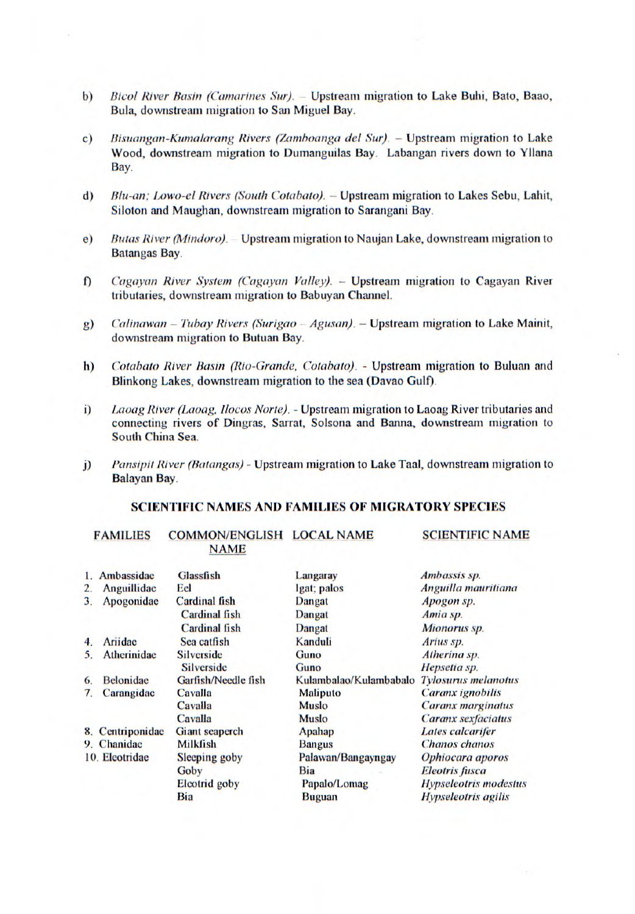b) *Bicol River Basin (Camarines Sur).* – Upstream migration to Lake Buhi, Bato, Baao, Bula, downstream migration to San Miguel Bay.

c) *Bisuangan-Kumalarang Rivers (Zamboanga del Sur).* – Upstream migration to Lake Wood, downstream migration to Dumanguilas Bay. Labangan rivers down to Yllana Bay.

d) *Blu-an; Lowo-el Rivers (South Cotabato).* – Upstream migration to Lakes Sebu, Lahit, Siloton and Maughan, downstream migration to Sarangani Bay.

e) *Butas River (Mindoro).* – Upstream migration to Naujan Lake, downstream migration to Batangas Bay.

f) *Cagayan River System (Cagayan Valley).* – Upstream migration to Cagayan River tributaries, downstream migration to Babuyan Channel.

g) *Calinawan – Tubay Rivers (Surigao – Agusan).* – Upstream migration to Lake Mainit, downstream migration to Butuan Bay.

h) *Cotabato River Basin (Rio-Grande, Cotabato).* - Upstream migration to Buluan and Blinkong Lakes, downstream migration to the sea (Davao Gulf).

i) *Laoag River (Laoag, Ilocos Norte).* - Upstream migration to Laoag River tributaries and connecting rivers of Dingras, Sarrat, Solsona and Banna, downstream migration to South China Sea.

j) *Pansipit River (Batangas)* - Upstream migration to Lake Taal, downstream migration to Balayan Bay.

## SCIENTIFIC NAMES AND FAMILIES OF MIGRATORY SPECIES

| FAMILIES | COMMON/ENGLISH NAME | LOCAL NAME | SCIENTIFIC NAME |
|---|---|---|---|
| 1. Ambassidae | Glassfish | Langaray | *Ambassis sp.* |
| 2. Anguillidae | Eel | Igat; palos | *Anguilla mauritiana* |
| 3. Apogonidae | Cardinal fish | Dangat | *Apogon sp.* |
| | Cardinal fish | Dangat | *Amia sp.* |
| | Cardinal fish | Dangat | *Mionorus sp.* |
| 4. Ariidae | Sea catfish | Kanduli | *Arius sp.* |
| 5. Atherinidae | Silverside | Guno | *Atherina sp.* |
| | Silverside | Guno | *Hepsetia sp.* |
| 6. Belonidae | Garfish/Needle fish | Kulambalao/Kulambabalo | *Tylosurus melanotus* |
| 7. Carangidae | Cavalla | Maliputo | *Caranx ignobilis* |
| | Cavalla | Muslo | *Caranx marginatus* |
| | Cavalla | Muslo | *Caranx sexfaciatus* |
| 8. Centriponidae | Giant seaperch | Apahap | *Lates calcarifer* |
| 9. Chanidae | Milkfish | Bangus | *Chanos chanos* |
| 10. Eleotridae | Sleeping goby | Palawan/Bangayngay | *Ophiocara aporos* |
| | Goby | Bia | *Eleotris fusca* |
| | Eleotrid goby | Papalo/Lomag | *Hypseleotris modestus* |
| | Bia | Buguan | *Hypseleotris agilis* |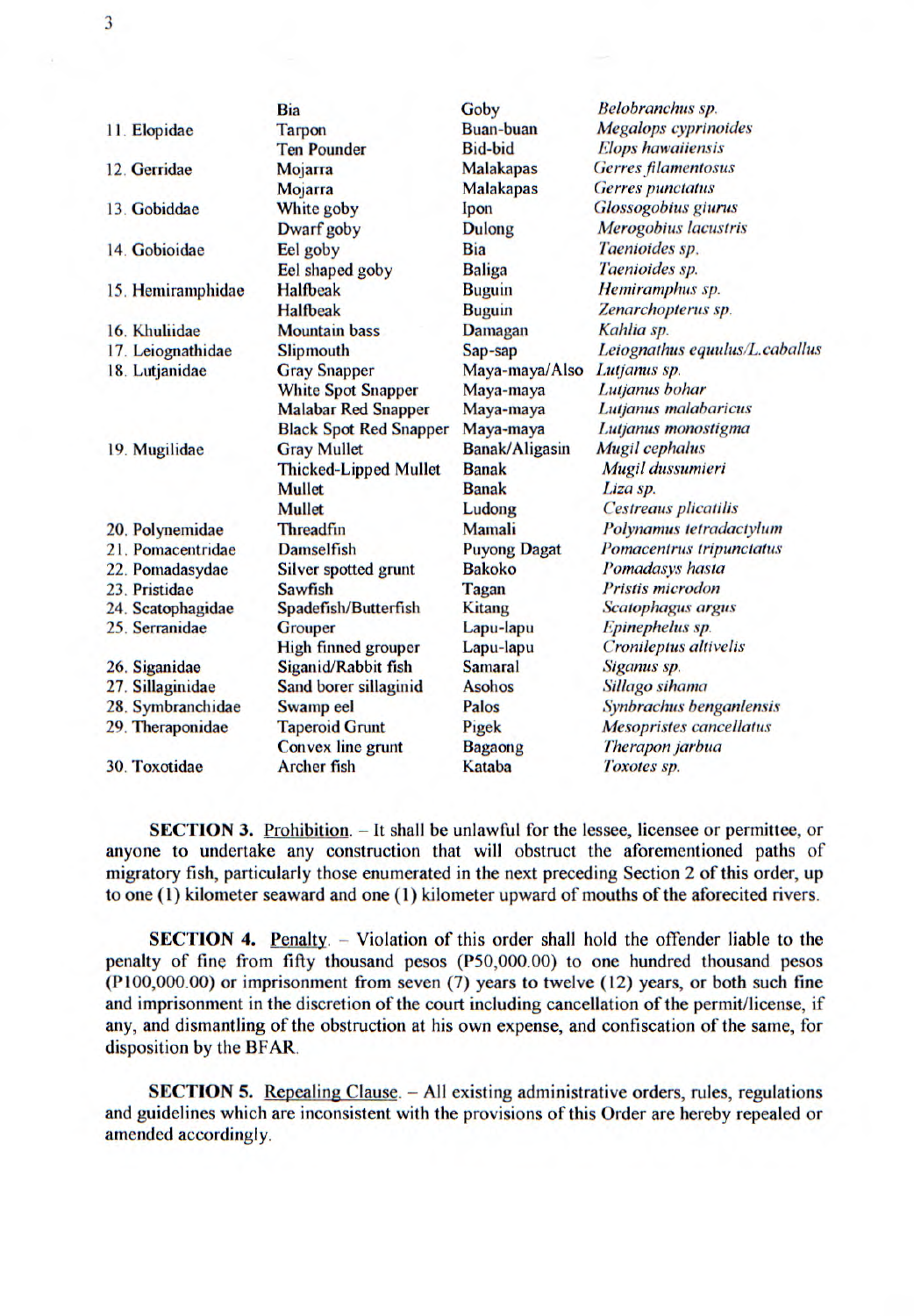| | | | |
|---|---|---|---|
| | Bia | Goby | *Belobranchus sp.* |
| 11. Elopidae | Tarpon | Buan-buan | *Megalops cyprinoides* |
| | Ten Pounder | Bid-bid | *Elops hawaiiensis* |
| 12. Gerridae | Mojarra | Malakapas | *Gerres filamentosus* |
| | Mojarra | Malakapas | *Gerres punctatus* |
| 13. Gobiddae | White goby | Ipon | *Glossogobius giurus* |
| | Dwarf goby | Dulong | *Merogobius lacustris* |
| 14. Gobioidae | Eel goby | Bia | *Taenioides sp.* |
| | Eel shaped goby | Baliga | *Taenioides sp.* |
| 15. Hemiramphidae | Halfbeak | Buguin | *Hemiramphus sp.* |
| | Halfbeak | Buguin | *Zenarchopterus sp.* |
| 16. Khuliidae | Mountain bass | Damagan | *Kahlia sp.* |
| 17. Leiognathidae | Slipmouth | Sap-sap | *Leiognathus equulus/L.caballus* |
| 18. Lutjanidae | Gray Snapper | Maya-maya/Also | *Lutjanus sp.* |
| | White Spot Snapper | Maya-maya | *Lutjanus bohar* |
| | Malabar Red Snapper | Maya-maya | *Lutjanus malabaricus* |
| | Black Spot Red Snapper | Maya-maya | *Lutjanus monostigma* |
| 19. Mugilidae | Gray Mullet | Banak/Aligasin | *Mugil cephalus* |
| | Thicked-Lipped Mullet | Banak | *Mugil dussumieri* |
| | Mullet | Banak | *Liza sp.* |
| | Mullet | Ludong | *Cestreaus plicatilis* |
| 20. Polynemidae | Threadfin | Mamali | *Polynamus tetradactylum* |
| 21. Pomacentridae | Damselfish | Puyong Dagat | *Pomacentrus tripunctatus* |
| 22. Pomadasydae | Silver spotted grunt | Bakoko | *Pomadasys hasta* |
| 23. Pristidae | Sawfish | Tagan | *Pristis microdon* |
| 24. Scatophagidae | Spadefish/Butterfish | Kitang | *Scatophagus argus* |
| 25. Serranidae | Grouper | Lapu-lapu | *Epinephelus sp.* |
| | High finned grouper | Lapu-lapu | *Cronileptus altivelis* |
| 26. Siganidae | Siganid/Rabbit fish | Samaral | *Siganus sp.* |
| 27. Sillaginidae | Sand borer sillaginid | Asohos | *Sillago sihama* |
| 28. Symbranchidae | Swamp eel | Palos | *Synbrachus benganlensis* |
| 29. Theraponidae | Taperoid Grunt | Pigek | *Mesopristes cancellatus* |
| | Convex line grunt | Bagaong | *Therapon jarbua* |
| 30. Toxotidae | Archer fish | Kataba | *Toxotes sp.* |

**SECTION 3.** Prohibition. – It shall be unlawful for the lessee, licensee or permittee, or anyone to undertake any construction that will obstruct the aforementioned paths of migratory fish, particularly those enumerated in the next preceding Section 2 of this order, up to one (1) kilometer seaward and one (1) kilometer upward of mouths of the aforecited rivers.

**SECTION 4.** Penalty. – Violation of this order shall hold the offender liable to the penalty of fine from fifty thousand pesos (P50,000.00) to one hundred thousand pesos (P100,000.00) or imprisonment from seven (7) years to twelve (12) years, or both such fine and imprisonment in the discretion of the court including cancellation of the permit/license, if any, and dismantling of the obstruction at his own expense, and confiscation of the same, for disposition by the BFAR.

**SECTION 5.** Repealing Clause. – All existing administrative orders, rules, regulations and guidelines which are inconsistent with the provisions of this Order are hereby repealed or amended accordingly.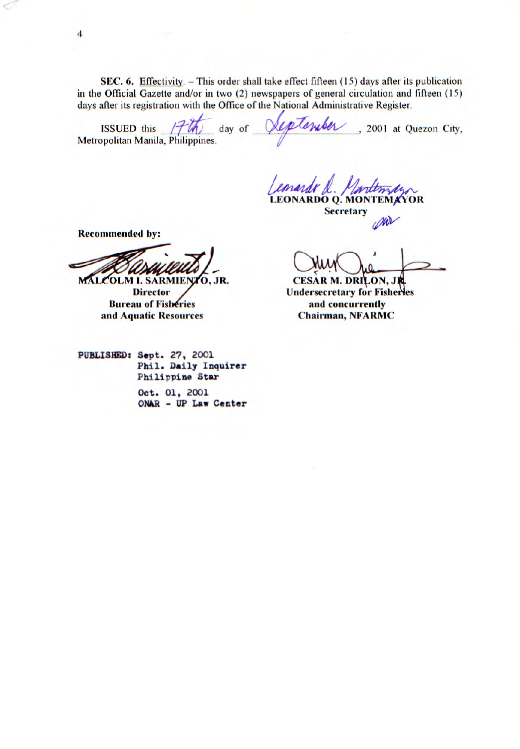**SEC. 6.** Effectivity. – This order shall take effect fifteen (15) days after its publication in the Official Gazette and/or in two (2) newspapers of general circulation and fifteen (15) days after its registration with the Office of the National Administrative Register.

ISSUED this 17th day of September, 2001 at Quezon City, Metropolitan Manila, Philippines.

**LEONARDO Q. MONTEMAYOR**
**Secretary**

**Recommended by:**

**MALCOLM I. SARMIENTO, JR.**
**Director**
**Bureau of Fisheries and Aquatic Resources**

**CESAR M. DRILON, JR.**
**Undersecretary for Fisheries and concurrently Chairman, NFARMC**

**PUBLISHED:** Sept. 27, 2001
Phil. Daily Inquirer
Philippine Star

Oct. 01, 2001
ONAR - UP Law Center